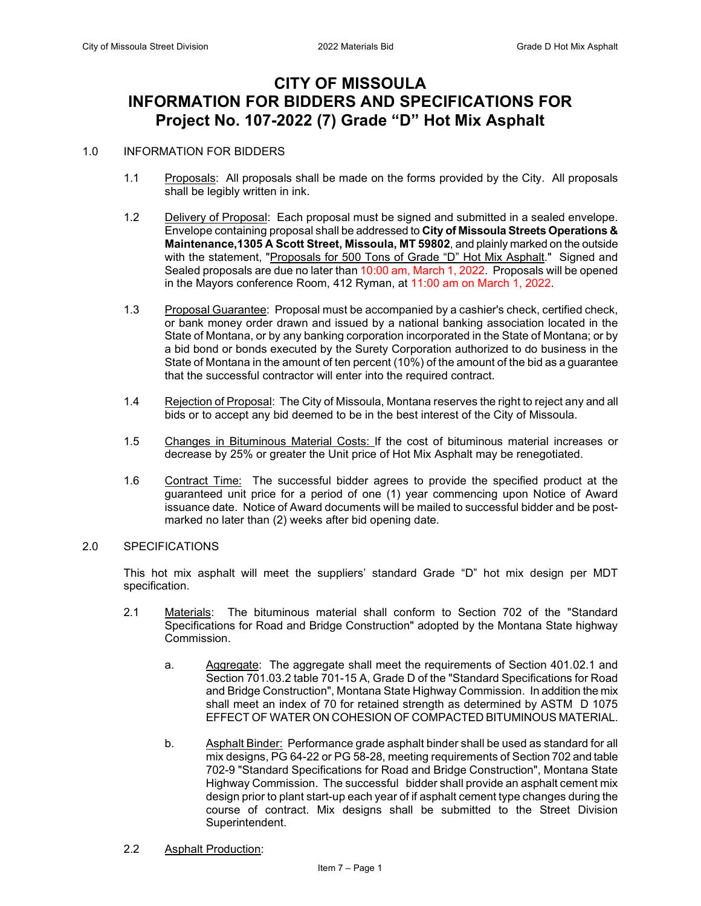# CITY OF MISSOULA
# INFORMATION FOR BIDDERS AND SPECIFICATIONS FOR
# Project No. 107-2022 (7) Grade "D" Hot Mix Asphalt

1.0 INFORMATION FOR BIDDERS

1.1 Proposals: All proposals shall be made on the forms provided by the City. All proposals shall be legibly written in ink.

1.2 Delivery of Proposal: Each proposal must be signed and submitted in a sealed envelope. Envelope containing proposal shall be addressed to **City of Missoula Streets Operations & Maintenance,1305 A Scott Street, Missoula, MT 59802**, and plainly marked on the outside with the statement, "Proposals for 500 Tons of Grade "D" Hot Mix Asphalt." Signed and Sealed proposals are due no later than 10:00 am, March 1, 2022. Proposals will be opened in the Mayors conference Room, 412 Ryman, at 11:00 am on March 1, 2022.

1.3 Proposal Guarantee: Proposal must be accompanied by a cashier's check, certified check, or bank money order drawn and issued by a national banking association located in the State of Montana, or by any banking corporation incorporated in the State of Montana; or by a bid bond or bonds executed by the Surety Corporation authorized to do business in the State of Montana in the amount of ten percent (10%) of the amount of the bid as a guarantee that the successful contractor will enter into the required contract.

1.4 Rejection of Proposal: The City of Missoula, Montana reserves the right to reject any and all bids or to accept any bid deemed to be in the best interest of the City of Missoula.

1.5 Changes in Bituminous Material Costs: If the cost of bituminous material increases or decrease by 25% or greater the Unit price of Hot Mix Asphalt may be renegotiated.

1.6 Contract Time: The successful bidder agrees to provide the specified product at the guaranteed unit price for a period of one (1) year commencing upon Notice of Award issuance date. Notice of Award documents will be mailed to successful bidder and be post-marked no later than (2) weeks after bid opening date.

2.0 SPECIFICATIONS

This hot mix asphalt will meet the suppliers' standard Grade "D" hot mix design per MDT specification.

2.1 Materials: The bituminous material shall conform to Section 702 of the "Standard Specifications for Road and Bridge Construction" adopted by the Montana State highway Commission.

a. Aggregate: The aggregate shall meet the requirements of Section 401.02.1 and Section 701.03.2 table 701-15 A, Grade D of the "Standard Specifications for Road and Bridge Construction", Montana State Highway Commission. In addition the mix shall meet an index of 70 for retained strength as determined by ASTM D 1075 EFFECT OF WATER ON COHESION OF COMPACTED BITUMINOUS MATERIAL.

b. Asphalt Binder: Performance grade asphalt binder shall be used as standard for all mix designs, PG 64-22 or PG 58-28, meeting requirements of Section 702 and table 702-9 "Standard Specifications for Road and Bridge Construction", Montana State Highway Commission. The successful bidder shall provide an asphalt cement mix design prior to plant start-up each year of if asphalt cement type changes during the course of contract. Mix designs shall be submitted to the Street Division Superintendent.

2.2 Asphalt Production: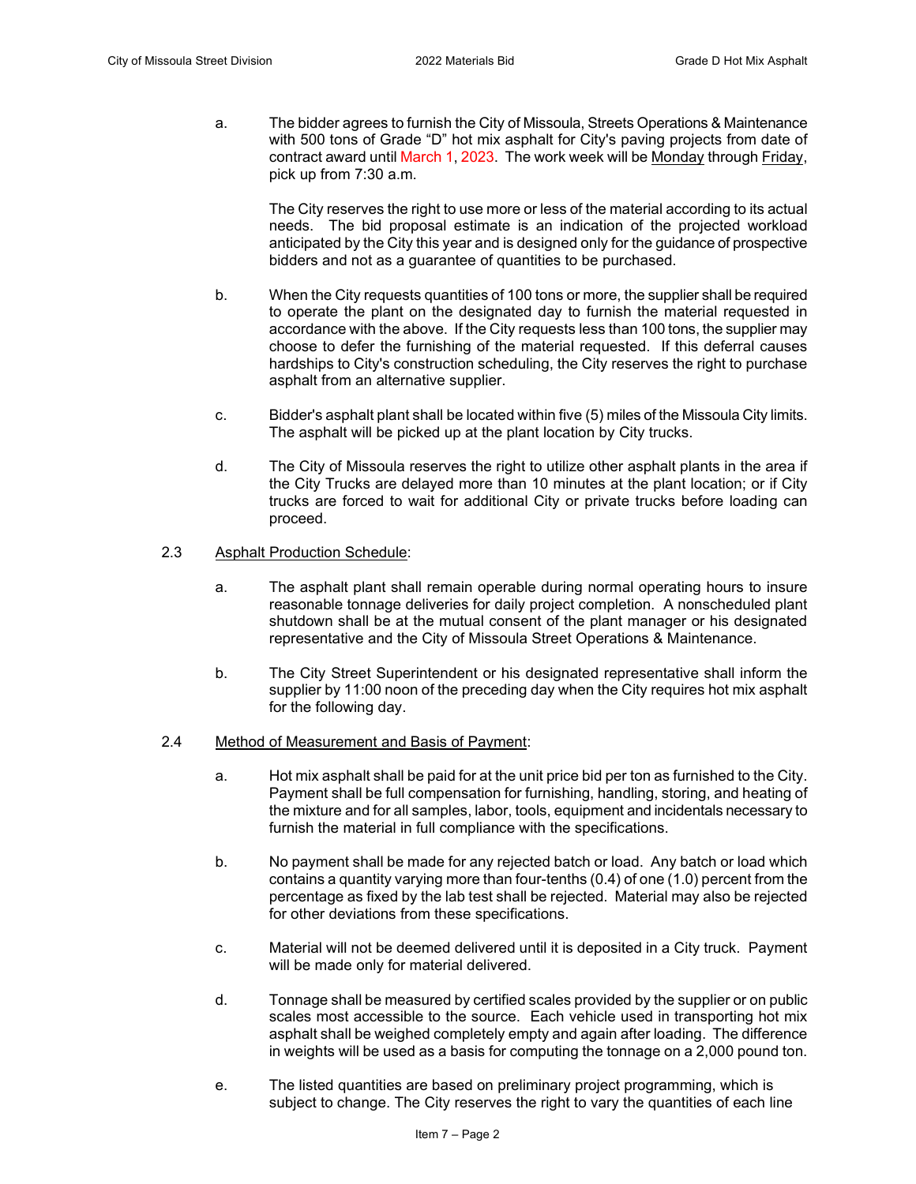a. The bidder agrees to furnish the City of Missoula, Streets Operations & Maintenance with 500 tons of Grade "D" hot mix asphalt for City's paving projects from date of contract award until March 1, 2023. The work week will be Monday through Friday, pick up from 7:30 a.m.

   The City reserves the right to use more or less of the material according to its actual needs. The bid proposal estimate is an indication of the projected workload anticipated by the City this year and is designed only for the guidance of prospective bidders and not as a guarantee of quantities to be purchased.

b. When the City requests quantities of 100 tons or more, the supplier shall be required to operate the plant on the designated day to furnish the material requested in accordance with the above. If the City requests less than 100 tons, the supplier may choose to defer the furnishing of the material requested. If this deferral causes hardships to City's construction scheduling, the City reserves the right to purchase asphalt from an alternative supplier.

c. Bidder's asphalt plant shall be located within five (5) miles of the Missoula City limits. The asphalt will be picked up at the plant location by City trucks.

d. The City of Missoula reserves the right to utilize other asphalt plants in the area if the City Trucks are delayed more than 10 minutes at the plant location; or if City trucks are forced to wait for additional City or private trucks before loading can proceed.

2.3 Asphalt Production Schedule:

a. The asphalt plant shall remain operable during normal operating hours to insure reasonable tonnage deliveries for daily project completion. A nonscheduled plant shutdown shall be at the mutual consent of the plant manager or his designated representative and the City of Missoula Street Operations & Maintenance.

b. The City Street Superintendent or his designated representative shall inform the supplier by 11:00 noon of the preceding day when the City requires hot mix asphalt for the following day.

2.4 Method of Measurement and Basis of Payment:

a. Hot mix asphalt shall be paid for at the unit price bid per ton as furnished to the City. Payment shall be full compensation for furnishing, handling, storing, and heating of the mixture and for all samples, labor, tools, equipment and incidentals necessary to furnish the material in full compliance with the specifications.

b. No payment shall be made for any rejected batch or load. Any batch or load which contains a quantity varying more than four-tenths (0.4) of one (1.0) percent from the percentage as fixed by the lab test shall be rejected. Material may also be rejected for other deviations from these specifications.

c. Material will not be deemed delivered until it is deposited in a City truck. Payment will be made only for material delivered.

d. Tonnage shall be measured by certified scales provided by the supplier or on public scales most accessible to the source. Each vehicle used in transporting hot mix asphalt shall be weighed completely empty and again after loading. The difference in weights will be used as a basis for computing the tonnage on a 2,000 pound ton.

e. The listed quantities are based on preliminary project programming, which is subject to change. The City reserves the right to vary the quantities of each line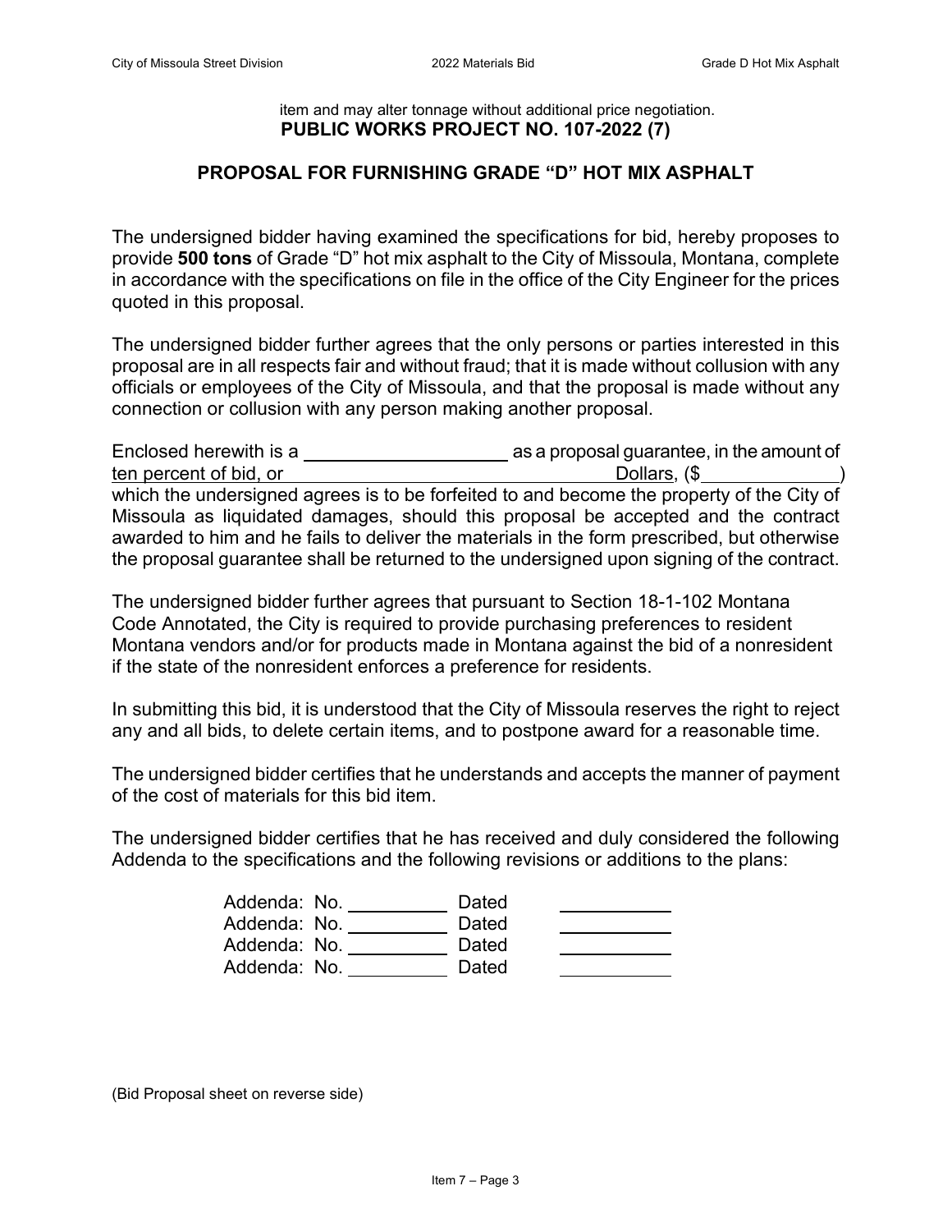item and may alter tonnage without additional price negotiation.

**PUBLIC WORKS PROJECT NO. 107-2022 (7)**

## PROPOSAL FOR FURNISHING GRADE "D" HOT MIX ASPHALT

The undersigned bidder having examined the specifications for bid, hereby proposes to provide **500 tons** of Grade "D" hot mix asphalt to the City of Missoula, Montana, complete in accordance with the specifications on file in the office of the City Engineer for the prices quoted in this proposal.

The undersigned bidder further agrees that the only persons or parties interested in this proposal are in all respects fair and without fraud; that it is made without collusion with any officials or employees of the City of Missoula, and that the proposal is made without any connection or collusion with any person making another proposal.

Enclosed herewith is a ____________________ as a proposal guarantee, in the amount of ten percent of bid, or ________________________________ Dollars, ($____________) which the undersigned agrees is to be forfeited to and become the property of the City of Missoula as liquidated damages, should this proposal be accepted and the contract awarded to him and he fails to deliver the materials in the form prescribed, but otherwise the proposal guarantee shall be returned to the undersigned upon signing of the contract.

The undersigned bidder further agrees that pursuant to Section 18-1-102 Montana Code Annotated, the City is required to provide purchasing preferences to resident Montana vendors and/or for products made in Montana against the bid of a nonresident if the state of the nonresident enforces a preference for residents.

In submitting this bid, it is understood that the City of Missoula reserves the right to reject any and all bids, to delete certain items, and to postpone award for a reasonable time.

The undersigned bidder certifies that he understands and accepts the manner of payment of the cost of materials for this bid item.

The undersigned bidder certifies that he has received and duly considered the following Addenda to the specifications and the following revisions or additions to the plans:

Addenda: No. __________ Dated ___________
Addenda: No. __________ Dated ___________
Addenda: No. __________ Dated ___________
Addenda: No. __________ Dated ___________

(Bid Proposal sheet on reverse side)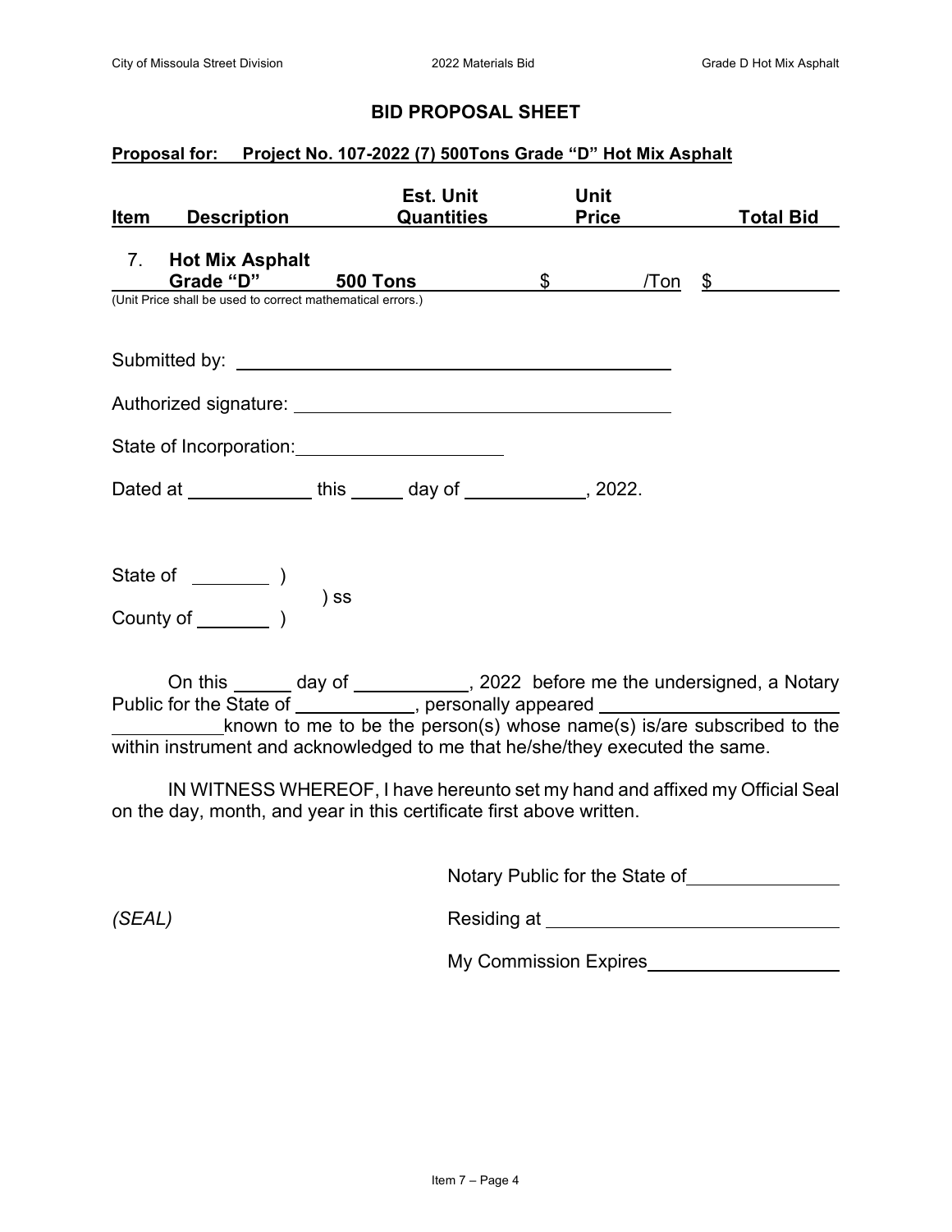## BID PROPOSAL SHEET

**Proposal for: Project No. 107-2022 (7) 500Tons Grade "D" Hot Mix Asphalt**

| Item | Description | Est. Unit Quantities | Unit Price | Total Bid |
|---|---|---|---|---|
| 7. | **Hot Mix Asphalt Grade "D"** | **500 Tons** | $ ________ /Ton | $ ____________ |

(Unit Price shall be used to correct mathematical errors.)

Submitted by: ______________________________________________

Authorized signature: ______________________________________

State of Incorporation: ____________________

Dated at ____________ this _____ day of ___________, 2022.

State of ________ )
) ss
County of _______ )

On this _____ day of __________, 2022 before me the undersigned, a Notary Public for the State of ___________, personally appeared _______________________ __________known to me to be the person(s) whose name(s) is/are subscribed to the within instrument and acknowledged to me that he/she/they executed the same.

IN WITNESS WHEREOF, I have hereunto set my hand and affixed my Official Seal on the day, month, and year in this certificate first above written.

Notary Public for the State of______________

*(SEAL)*

Residing at ____________________________

My Commission Expires__________________